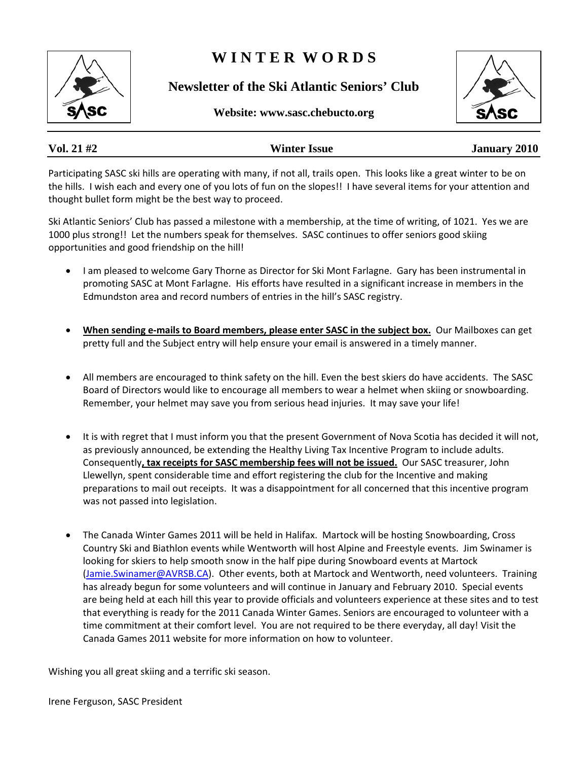# WINTER WORDS

## Newsletter of the Ski Atlantic Seniors' Club

**Website: www.sasc.chebucto.org**

**Vol. 21 #2** | **Winter Issue** | **January 2010**

Participating SASC ski hills are operating with many, if not all, trails open. This looks like a great winter to be on the hills. I wish each and every one of you lots of fun on the slopes!! I have several items for your attention and thought bullet form might be the best way to proceed.

Ski Atlantic Seniors' Club has passed a milestone with a membership, at the time of writing, of 1021. Yes we are 1000 plus strong!! Let the numbers speak for themselves. SASC continues to offer seniors good skiing opportunities and good friendship on the hill!

- I am pleased to welcome Gary Thorne as Director for Ski Mont Farlagne. Gary has been instrumental in promoting SASC at Mont Farlagne. His efforts have resulted in a significant increase in members in the Edmundston area and record numbers of entries in the hill's SASC registry.

- **When sending e-mails to Board members, please enter SASC in the subject box.** Our Mailboxes can get pretty full and the Subject entry will help ensure your email is answered in a timely manner.

- All members are encouraged to think safety on the hill. Even the best skiers do have accidents. The SASC Board of Directors would like to encourage all members to wear a helmet when skiing or snowboarding. Remember, your helmet may save you from serious head injuries. It may save your life!

- It is with regret that I must inform you that the present Government of Nova Scotia has decided it will not, as previously announced, be extending the Healthy Living Tax Incentive Program to include adults. Consequently**, tax receipts for SASC membership fees will not be issued.** Our SASC treasurer, John Llewellyn, spent considerable time and effort registering the club for the Incentive and making preparations to mail out receipts. It was a disappointment for all concerned that this incentive program was not passed into legislation.

- The Canada Winter Games 2011 will be held in Halifax. Martock will be hosting Snowboarding, Cross Country Ski and Biathlon events while Wentworth will host Alpine and Freestyle events. Jim Swinamer is looking for skiers to help smooth snow in the half pipe during Snowboard events at Martock (Jamie.Swinamer@AVRSB.CA). Other events, both at Martock and Wentworth, need volunteers. Training has already begun for some volunteers and will continue in January and February 2010. Special events are being held at each hill this year to provide officials and volunteers experience at these sites and to test that everything is ready for the 2011 Canada Winter Games. Seniors are encouraged to volunteer with a time commitment at their comfort level. You are not required to be there everyday, all day! Visit the Canada Games 2011 website for more information on how to volunteer.

Wishing you all great skiing and a terrific ski season.

Irene Ferguson, SASC President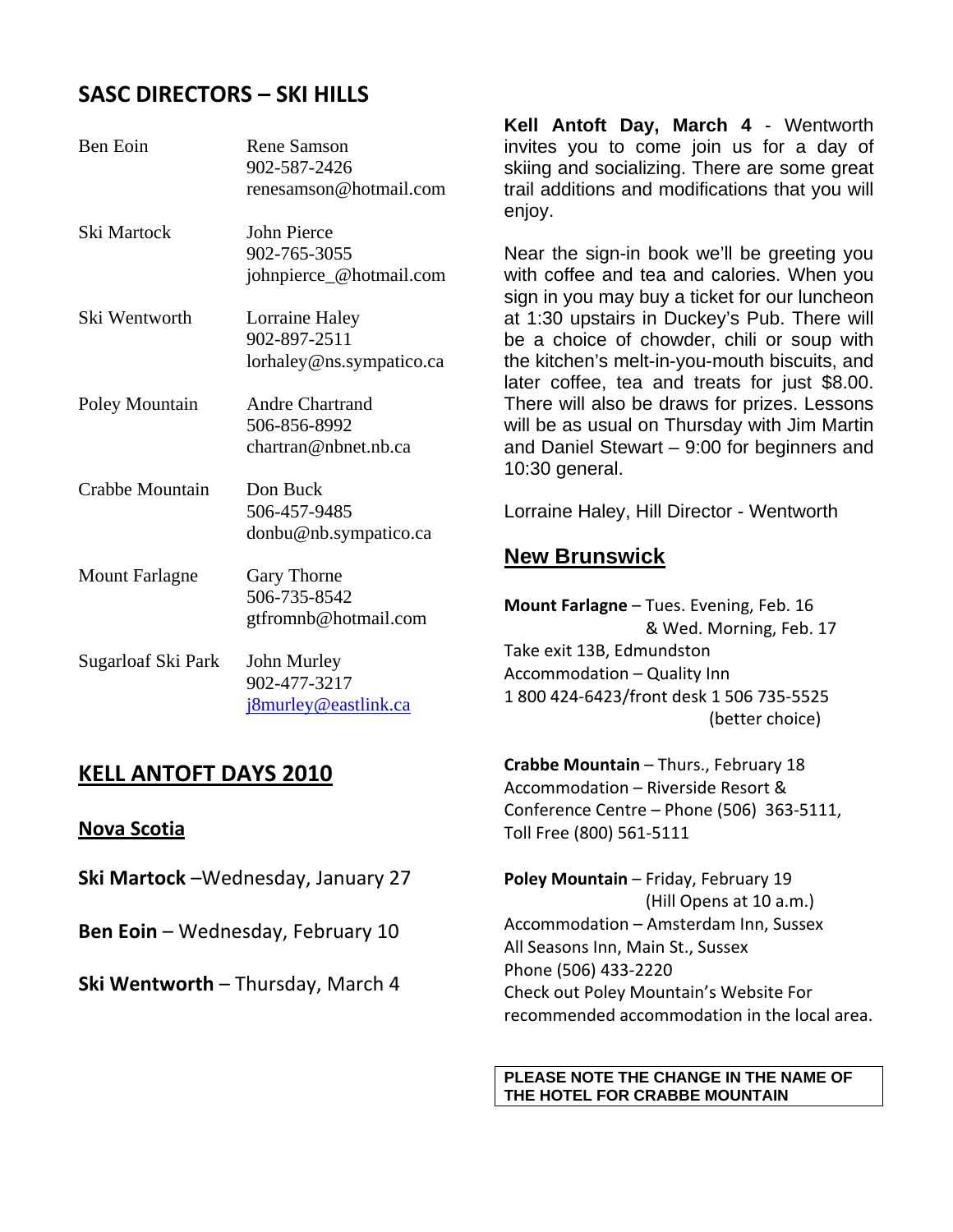## SASC DIRECTORS – SKI HILLS

| | |
|---|---|
| Ben Eoin | Rene Samson<br>902-587-2426<br>renesamson@hotmail.com |
| Ski Martock | John Pierce<br>902-765-3055<br>johnpierce_@hotmail.com |
| Ski Wentworth | Lorraine Haley<br>902-897-2511<br>lorhaley@ns.sympatico.ca |
| Poley Mountain | Andre Chartrand<br>506-856-8992<br>chartran@nbnet.nb.ca |
| Crabbe Mountain | Don Buck<br>506-457-9485<br>donbu@nb.sympatico.ca |
| Mount Farlagne | Gary Thorne<br>506-735-8542<br>gtfromnb@hotmail.com |
| Sugarloaf Ski Park | John Murley<br>902-477-3217<br>j8murley@eastlink.ca |

## KELL ANTOFT DAYS 2010

### Nova Scotia

**Ski Martock** –Wednesday, January 27

**Ben Eoin** – Wednesday, February 10

**Ski Wentworth** – Thursday, March 4

**Kell Antoft Day, March 4** - Wentworth invites you to come join us for a day of skiing and socializing. There are some great trail additions and modifications that you will enjoy.

Near the sign-in book we'll be greeting you with coffee and tea and calories. When you sign in you may buy a ticket for our luncheon at 1:30 upstairs in Duckey's Pub. There will be a choice of chowder, chili or soup with the kitchen's melt-in-you-mouth biscuits, and later coffee, tea and treats for just $8.00. There will also be draws for prizes. Lessons will be as usual on Thursday with Jim Martin and Daniel Stewart – 9:00 for beginners and 10:30 general.

Lorraine Haley, Hill Director - Wentworth

### New Brunswick

**Mount Farlagne** – Tues. Evening, Feb. 16
& Wed. Morning, Feb. 17
Take exit 13B, Edmundston
Accommodation – Quality Inn
1 800 424-6423/front desk 1 506 735-5525
(better choice)

**Crabbe Mountain** – Thurs., February 18
Accommodation – Riverside Resort & Conference Centre – Phone (506) 363-5111, Toll Free (800) 561-5111

**Poley Mountain** – Friday, February 19
(Hill Opens at 10 a.m.)
Accommodation – Amsterdam Inn, Sussex
All Seasons Inn, Main St., Sussex
Phone (506) 433-2220
Check out Poley Mountain's Website For recommended accommodation in the local area.

**PLEASE NOTE THE CHANGE IN THE NAME OF THE HOTEL FOR CRABBE MOUNTAIN**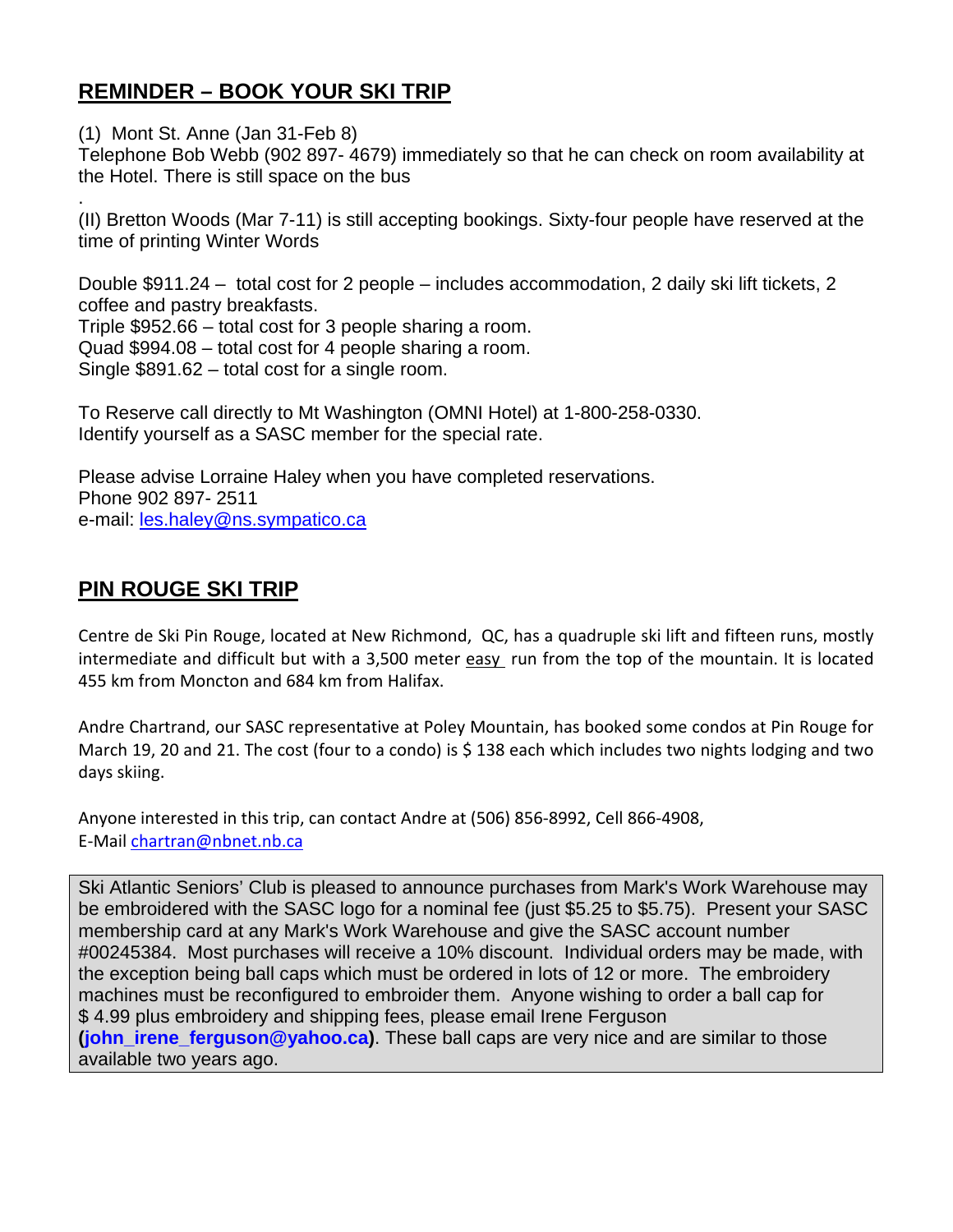## REMINDER – BOOK YOUR SKI TRIP

(1) Mont St. Anne (Jan 31-Feb 8)
Telephone Bob Webb (902 897- 4679) immediately so that he can check on room availability at the Hotel. There is still space on the bus

.
(II) Bretton Woods (Mar 7-11) is still accepting bookings. Sixty-four people have reserved at the time of printing Winter Words

Double $911.24 – total cost for 2 people – includes accommodation, 2 daily ski lift tickets, 2 coffee and pastry breakfasts.
Triple $952.66 – total cost for 3 people sharing a room.
Quad $994.08 – total cost for 4 people sharing a room.
Single $891.62 – total cost for a single room.

To Reserve call directly to Mt Washington (OMNI Hotel) at 1-800-258-0330.
Identify yourself as a SASC member for the special rate.

Please advise Lorraine Haley when you have completed reservations.
Phone 902 897- 2511
e-mail: les.haley@ns.sympatico.ca

## PIN ROUGE SKI TRIP

Centre de Ski Pin Rouge, located at New Richmond, QC, has a quadruple ski lift and fifteen runs, mostly intermediate and difficult but with a 3,500 meter easy run from the top of the mountain. It is located 455 km from Moncton and 684 km from Halifax.

Andre Chartrand, our SASC representative at Poley Mountain, has booked some condos at Pin Rouge for March 19, 20 and 21. The cost (four to a condo) is $ 138 each which includes two nights lodging and two days skiing.

Anyone interested in this trip, can contact Andre at (506) 856-8992, Cell 866-4908,
E-Mail chartran@nbnet.nb.ca

Ski Atlantic Seniors' Club is pleased to announce purchases from Mark's Work Warehouse may be embroidered with the SASC logo for a nominal fee (just $5.25 to $5.75). Present your SASC membership card at any Mark's Work Warehouse and give the SASC account number #00245384. Most purchases will receive a 10% discount. Individual orders may be made, with the exception being ball caps which must be ordered in lots of 12 or more. The embroidery machines must be reconfigured to embroider them. Anyone wishing to order a ball cap for $ 4.99 plus embroidery and shipping fees, please email Irene Ferguson **(john_irene_ferguson@yahoo.ca)**. These ball caps are very nice and are similar to those available two years ago.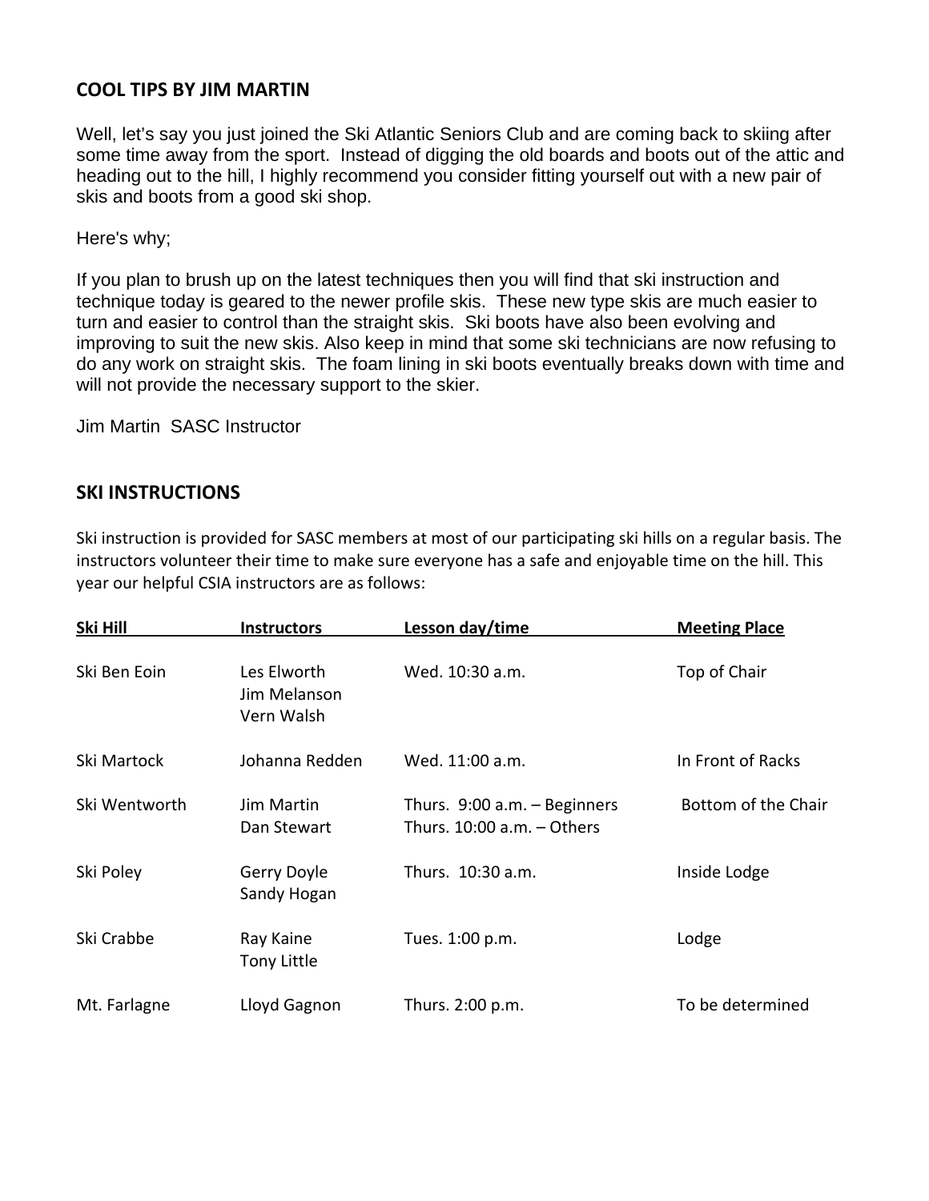## COOL TIPS BY JIM MARTIN

Well, let's say you just joined the Ski Atlantic Seniors Club and are coming back to skiing after some time away from the sport. Instead of digging the old boards and boots out of the attic and heading out to the hill, I highly recommend you consider fitting yourself out with a new pair of skis and boots from a good ski shop.

Here's why;

If you plan to brush up on the latest techniques then you will find that ski instruction and technique today is geared to the newer profile skis. These new type skis are much easier to turn and easier to control than the straight skis. Ski boots have also been evolving and improving to suit the new skis. Also keep in mind that some ski technicians are now refusing to do any work on straight skis. The foam lining in ski boots eventually breaks down with time and will not provide the necessary support to the skier.

Jim Martin SASC Instructor

## SKI INSTRUCTIONS

Ski instruction is provided for SASC members at most of our participating ski hills on a regular basis. The instructors volunteer their time to make sure everyone has a safe and enjoyable time on the hill. This year our helpful CSIA instructors are as follows:

| Ski Hill | Instructors | Lesson day/time | Meeting Place |
|---|---|---|---|
| Ski Ben Eoin | Les Elworth<br>Jim Melanson<br>Vern Walsh | Wed. 10:30 a.m. | Top of Chair |
| Ski Martock | Johanna Redden | Wed. 11:00 a.m. | In Front of Racks |
| Ski Wentworth | Jim Martin<br>Dan Stewart | Thurs. 9:00 a.m. – Beginners<br>Thurs. 10:00 a.m. – Others | Bottom of the Chair |
| Ski Poley | Gerry Doyle<br>Sandy Hogan | Thurs. 10:30 a.m. | Inside Lodge |
| Ski Crabbe | Ray Kaine<br>Tony Little | Tues. 1:00 p.m. | Lodge |
| Mt. Farlagne | Lloyd Gagnon | Thurs. 2:00 p.m. | To be determined |